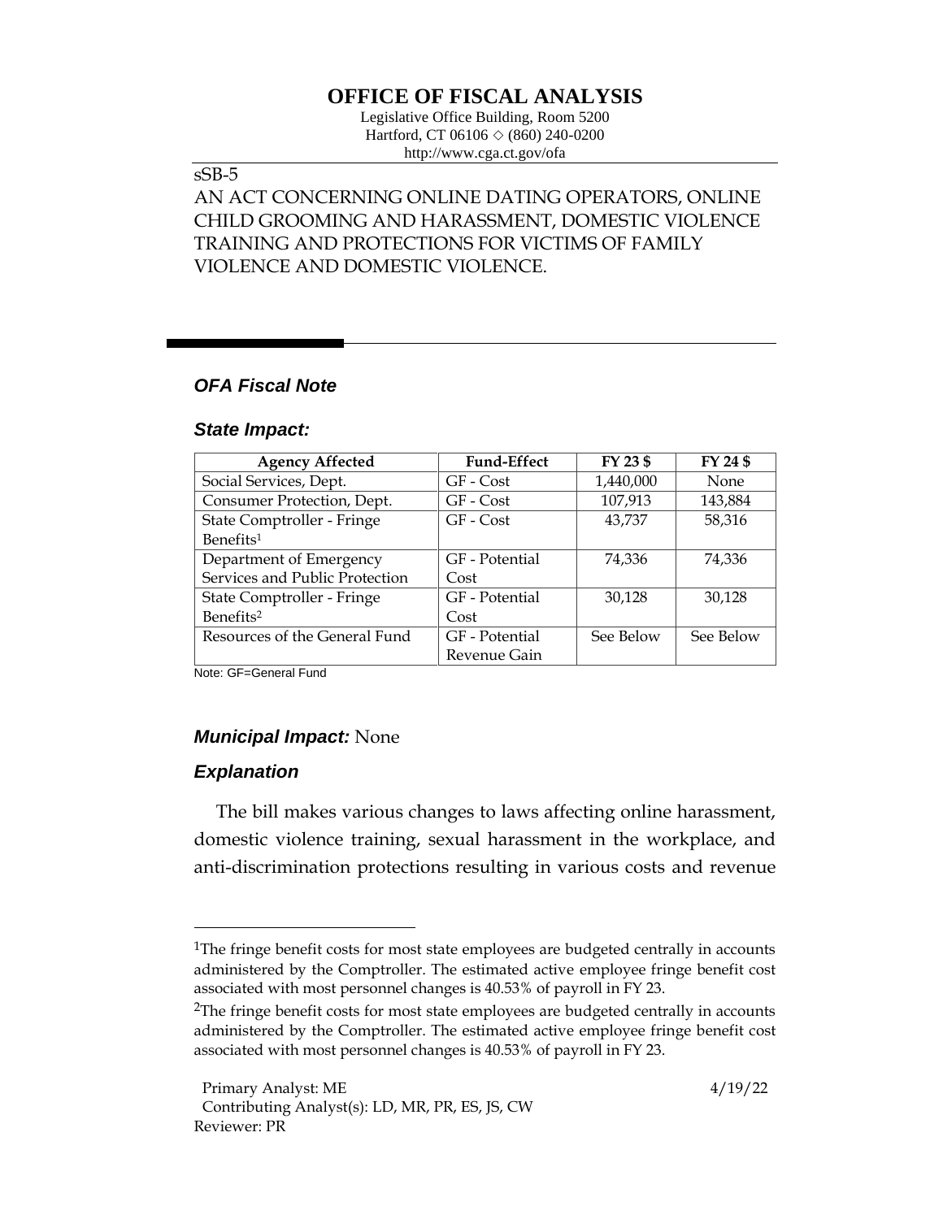# OFFICE OF FISCAL ANALYSIS

Legislative Office Building, Room 5200
Hartford, CT 06106 ◇ (860) 240-0200
http://www.cga.ct.gov/ofa

sSB-5

AN ACT CONCERNING ONLINE DATING OPERATORS, ONLINE CHILD GROOMING AND HARASSMENT, DOMESTIC VIOLENCE TRAINING AND PROTECTIONS FOR VICTIMS OF FAMILY VIOLENCE AND DOMESTIC VIOLENCE.

## *OFA Fiscal Note*

### *State Impact:*

| Agency Affected | Fund-Effect | FY 23 $ | FY 24 $ |
|---|---|---|---|
| Social Services, Dept. | GF - Cost | 1,440,000 | None |
| Consumer Protection, Dept. | GF - Cost | 107,913 | 143,884 |
| State Comptroller - Fringe Benefits[1] | GF - Cost | 43,737 | 58,316 |
| Department of Emergency Services and Public Protection | GF - Potential Cost | 74,336 | 74,336 |
| State Comptroller - Fringe Benefits[2] | GF - Potential Cost | 30,128 | 30,128 |
| Resources of the General Fund | GF - Potential Revenue Gain | See Below | See Below |

Note: GF=General Fund

### *Municipal Impact:* None

### *Explanation*

The bill makes various changes to laws affecting online harassment, domestic violence training, sexual harassment in the workplace, and anti-discrimination protections resulting in various costs and revenue

[1]The fringe benefit costs for most state employees are budgeted centrally in accounts administered by the Comptroller. The estimated active employee fringe benefit cost associated with most personnel changes is 40.53% of payroll in FY 23.

[2]The fringe benefit costs for most state employees are budgeted centrally in accounts administered by the Comptroller. The estimated active employee fringe benefit cost associated with most personnel changes is 40.53% of payroll in FY 23.

Primary Analyst: ME
Contributing Analyst(s): LD, MR, PR, ES, JS, CW
Reviewer: PR

4/19/22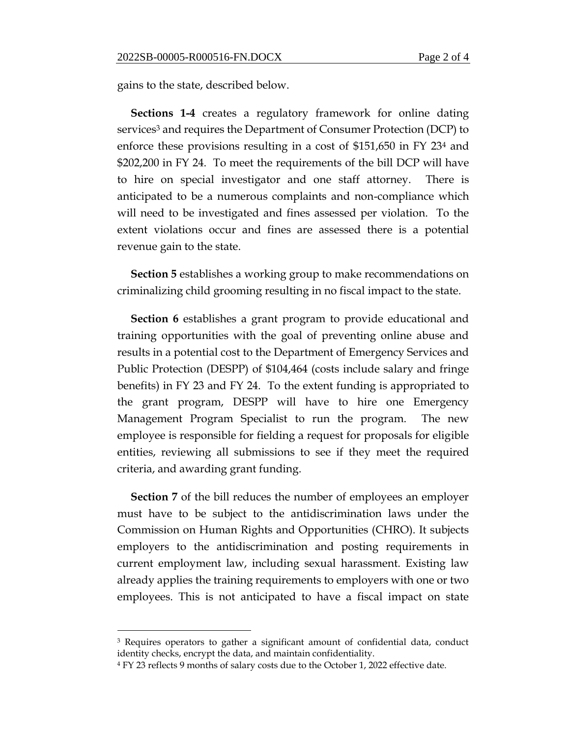gains to the state, described below.

**Sections 1-4** creates a regulatory framework for online dating services[3] and requires the Department of Consumer Protection (DCP) to enforce these provisions resulting in a cost of $151,650 in FY 23[4] and $202,200 in FY 24. To meet the requirements of the bill DCP will have to hire on special investigator and one staff attorney. There is anticipated to be a numerous complaints and non-compliance which will need to be investigated and fines assessed per violation. To the extent violations occur and fines are assessed there is a potential revenue gain to the state.

**Section 5** establishes a working group to make recommendations on criminalizing child grooming resulting in no fiscal impact to the state.

**Section 6** establishes a grant program to provide educational and training opportunities with the goal of preventing online abuse and results in a potential cost to the Department of Emergency Services and Public Protection (DESPP) of $104,464 (costs include salary and fringe benefits) in FY 23 and FY 24. To the extent funding is appropriated to the grant program, DESPP will have to hire one Emergency Management Program Specialist to run the program. The new employee is responsible for fielding a request for proposals for eligible entities, reviewing all submissions to see if they meet the required criteria, and awarding grant funding.

**Section 7** of the bill reduces the number of employees an employer must have to be subject to the antidiscrimination laws under the Commission on Human Rights and Opportunities (CHRO). It subjects employers to the antidiscrimination and posting requirements in current employment law, including sexual harassment. Existing law already applies the training requirements to employers with one or two employees. This is not anticipated to have a fiscal impact on state

---

[3] Requires operators to gather a significant amount of confidential data, conduct identity checks, encrypt the data, and maintain confidentiality.

[4] FY 23 reflects 9 months of salary costs due to the October 1, 2022 effective date.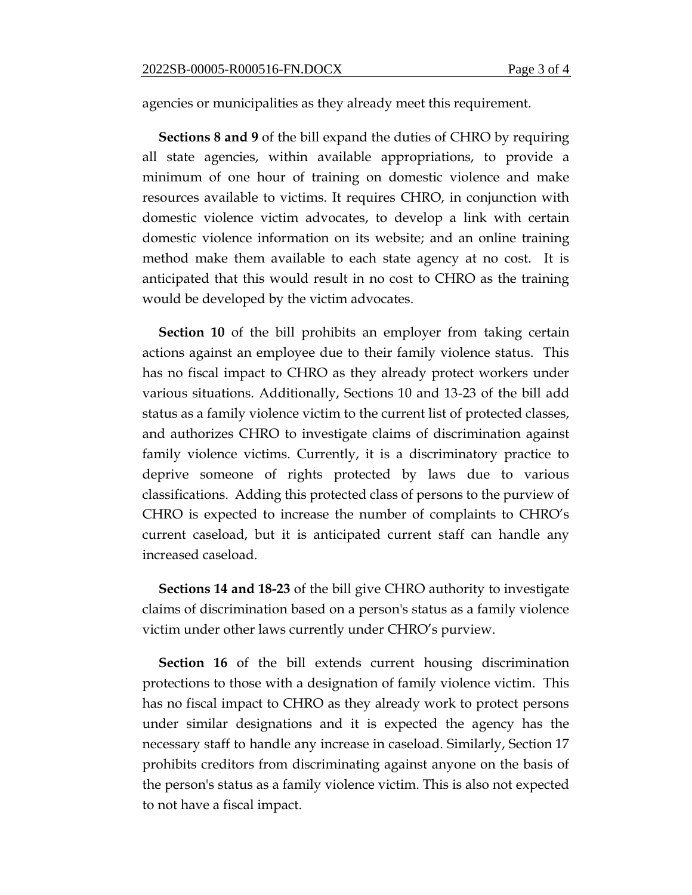agencies or municipalities as they already meet this requirement.

**Sections 8 and 9** of the bill expand the duties of CHRO by requiring all state agencies, within available appropriations, to provide a minimum of one hour of training on domestic violence and make resources available to victims. It requires CHRO, in conjunction with domestic violence victim advocates, to develop a link with certain domestic violence information on its website; and an online training method make them available to each state agency at no cost. It is anticipated that this would result in no cost to CHRO as the training would be developed by the victim advocates.

**Section 10** of the bill prohibits an employer from taking certain actions against an employee due to their family violence status. This has no fiscal impact to CHRO as they already protect workers under various situations. Additionally, Sections 10 and 13-23 of the bill add status as a family violence victim to the current list of protected classes, and authorizes CHRO to investigate claims of discrimination against family violence victims. Currently, it is a discriminatory practice to deprive someone of rights protected by laws due to various classifications. Adding this protected class of persons to the purview of CHRO is expected to increase the number of complaints to CHRO's current caseload, but it is anticipated current staff can handle any increased caseload.

**Sections 14 and 18-23** of the bill give CHRO authority to investigate claims of discrimination based on a person's status as a family violence victim under other laws currently under CHRO's purview.

**Section 16** of the bill extends current housing discrimination protections to those with a designation of family violence victim. This has no fiscal impact to CHRO as they already work to protect persons under similar designations and it is expected the agency has the necessary staff to handle any increase in caseload. Similarly, Section 17 prohibits creditors from discriminating against anyone on the basis of the person's status as a family violence victim. This is also not expected to not have a fiscal impact.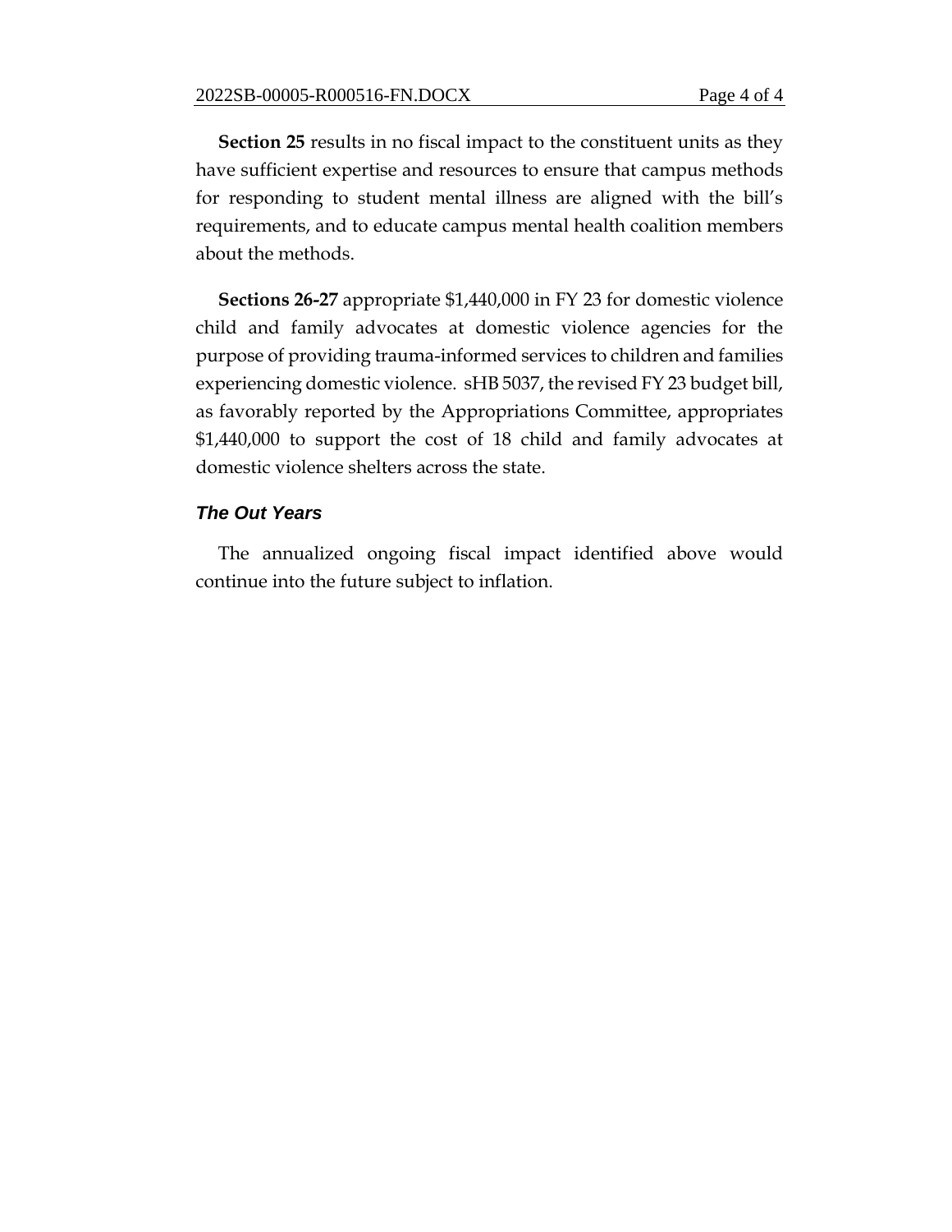**Section 25** results in no fiscal impact to the constituent units as they have sufficient expertise and resources to ensure that campus methods for responding to student mental illness are aligned with the bill's requirements, and to educate campus mental health coalition members about the methods.

**Sections 26-27** appropriate $1,440,000 in FY 23 for domestic violence child and family advocates at domestic violence agencies for the purpose of providing trauma-informed services to children and families experiencing domestic violence. sHB 5037, the revised FY 23 budget bill, as favorably reported by the Appropriations Committee, appropriates $1,440,000 to support the cost of 18 child and family advocates at domestic violence shelters across the state.

### *The Out Years*

The annualized ongoing fiscal impact identified above would continue into the future subject to inflation.